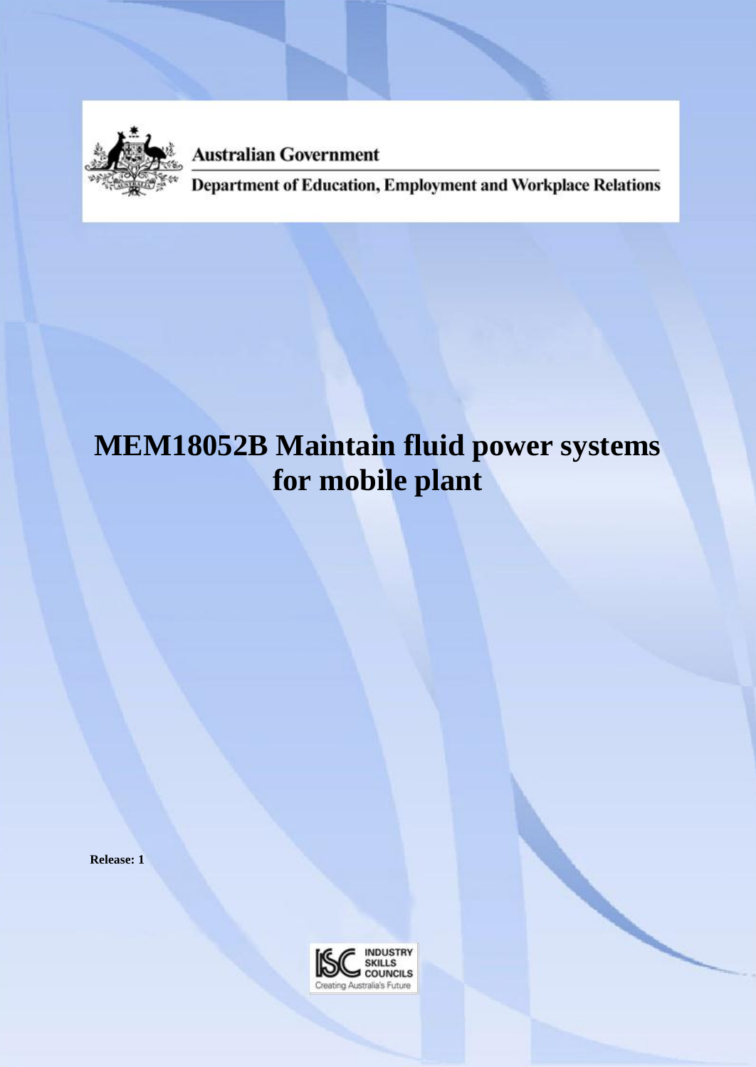Australian Government

Department of Education, Employment and Workplace Relations

# MEM18052B Maintain fluid power systems for mobile plant

**Release: 1**

INDUSTRY SKILLS COUNCILS

Creating Australia's Future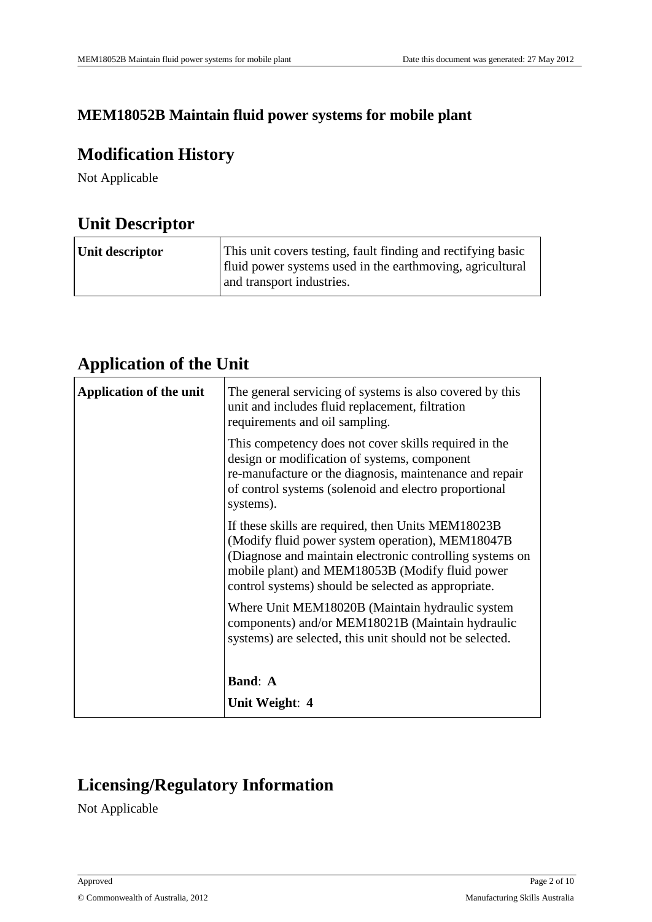# MEM18052B Maintain fluid power systems for mobile plant

## Modification History

Not Applicable

## Unit Descriptor

| Unit descriptor | This unit covers testing, fault finding and rectifying basic fluid power systems used in the earthmoving, agricultural and transport industries. |
|---|---|

## Application of the Unit

| Application of the unit | The general servicing of systems is also covered by this unit and includes fluid replacement, filtration requirements and oil sampling.<br><br>This competency does not cover skills required in the design or modification of systems, component re-manufacture or the diagnosis, maintenance and repair of control systems (solenoid and electro proportional systems).<br><br>If these skills are required, then Units MEM18023B (Modify fluid power system operation), MEM18047B (Diagnose and maintain electronic controlling systems on mobile plant) and MEM18053B (Modify fluid power control systems) should be selected as appropriate.<br><br>Where Unit MEM18020B (Maintain hydraulic system components) and/or MEM18021B (Maintain hydraulic systems) are selected, this unit should not be selected.<br><br>**Band**: **A**<br><br>**Unit Weight**: **4** |
|---|---|

## Licensing/Regulatory Information

Not Applicable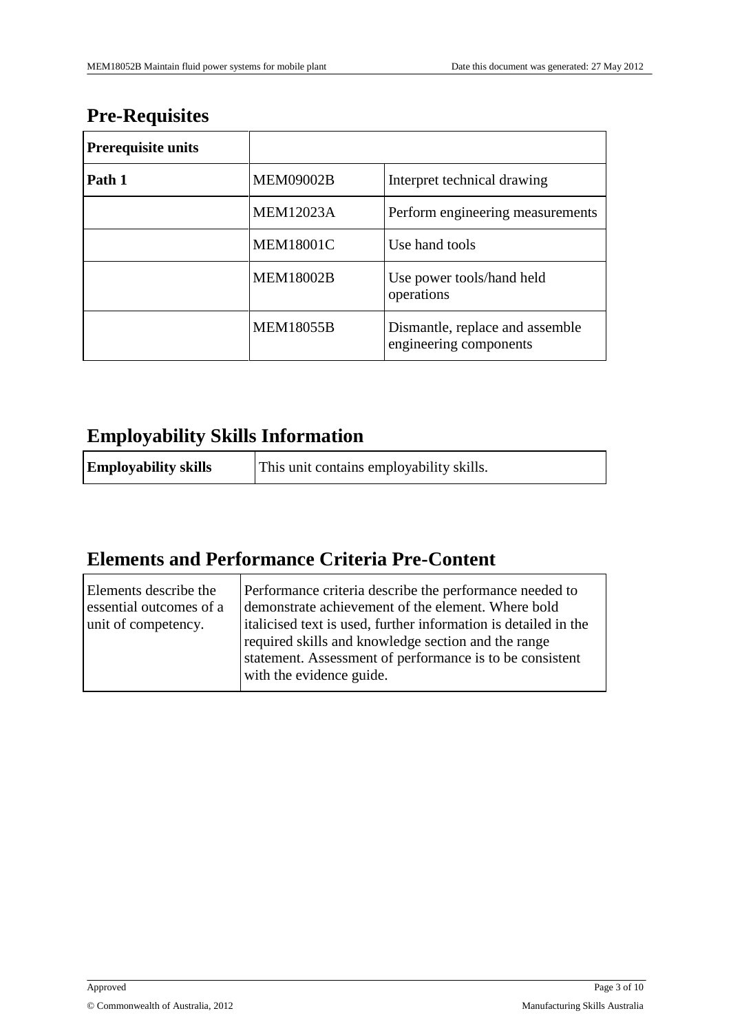## Pre-Requisites

| Prerequisite units | | |
|---|---|---|
| **Path 1** | MEM09002B | Interpret technical drawing |
| | MEM12023A | Perform engineering measurements |
| | MEM18001C | Use hand tools |
| | MEM18002B | Use power tools/hand held operations |
| | MEM18055B | Dismantle, replace and assemble engineering components |

## Employability Skills Information

| **Employability skills** | This unit contains employability skills. |
|---|---|

## Elements and Performance Criteria Pre-Content

| Elements describe the essential outcomes of a unit of competency. | Performance criteria describe the performance needed to demonstrate achievement of the element. Where bold italicised text is used, further information is detailed in the required skills and knowledge section and the range statement. Assessment of performance is to be consistent with the evidence guide. |
|---|---|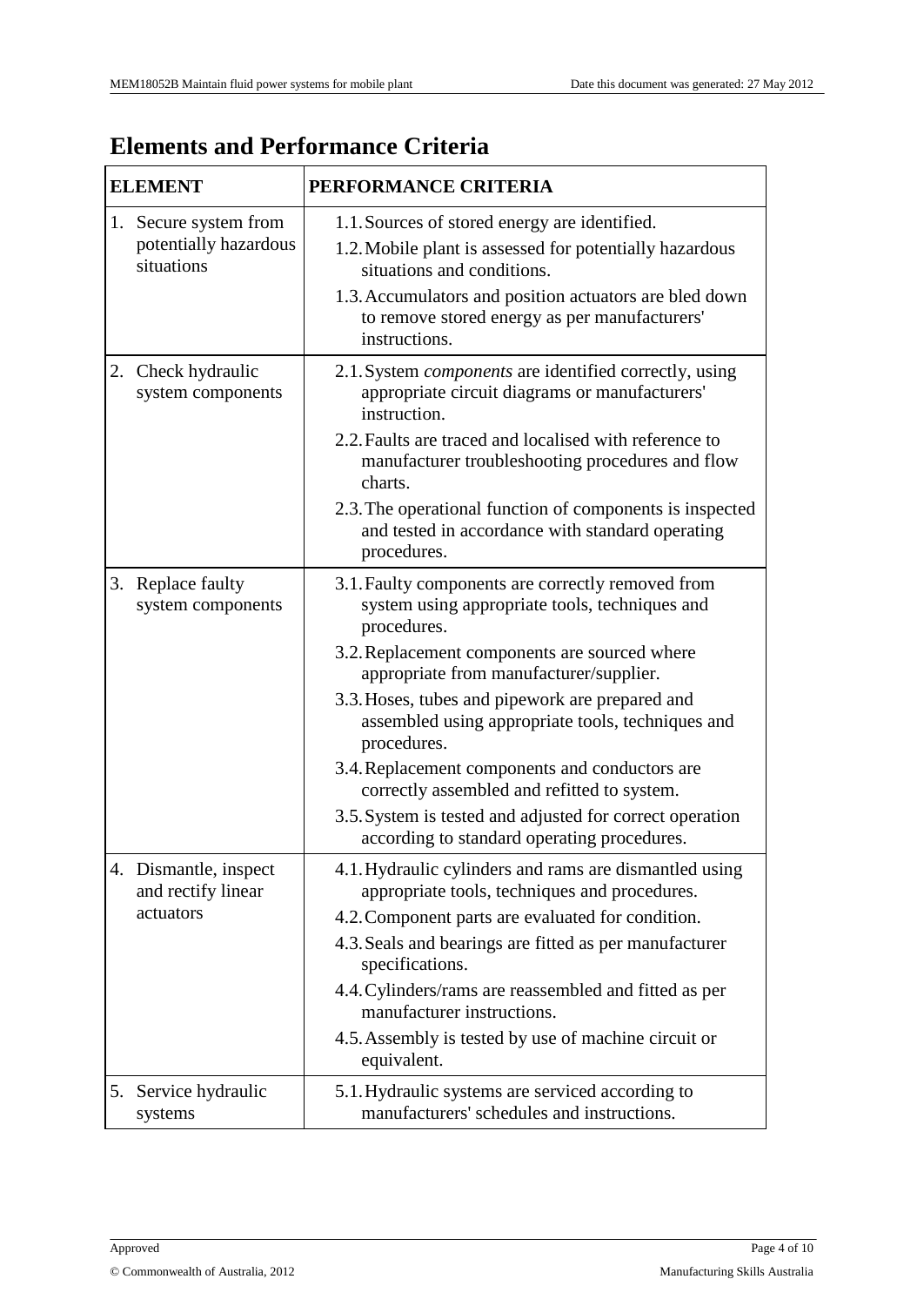## Elements and Performance Criteria

| ELEMENT | PERFORMANCE CRITERIA |
|---|---|
| 1. Secure system from potentially hazardous situations | 1.1. Sources of stored energy are identified.<br>1.2. Mobile plant is assessed for potentially hazardous situations and conditions.<br>1.3. Accumulators and position actuators are bled down to remove stored energy as per manufacturers' instructions. |
| 2. Check hydraulic system components | 2.1. System *components* are identified correctly, using appropriate circuit diagrams or manufacturers' instruction.<br>2.2. Faults are traced and localised with reference to manufacturer troubleshooting procedures and flow charts.<br>2.3. The operational function of components is inspected and tested in accordance with standard operating procedures. |
| 3. Replace faulty system components | 3.1. Faulty components are correctly removed from system using appropriate tools, techniques and procedures.<br>3.2. Replacement components are sourced where appropriate from manufacturer/supplier.<br>3.3. Hoses, tubes and pipework are prepared and assembled using appropriate tools, techniques and procedures.<br>3.4. Replacement components and conductors are correctly assembled and refitted to system.<br>3.5. System is tested and adjusted for correct operation according to standard operating procedures. |
| 4. Dismantle, inspect and rectify linear actuators | 4.1. Hydraulic cylinders and rams are dismantled using appropriate tools, techniques and procedures.<br>4.2. Component parts are evaluated for condition.<br>4.3. Seals and bearings are fitted as per manufacturer specifications.<br>4.4. Cylinders/rams are reassembled and fitted as per manufacturer instructions.<br>4.5. Assembly is tested by use of machine circuit or equivalent. |
| 5. Service hydraulic systems | 5.1. Hydraulic systems are serviced according to manufacturers' schedules and instructions. |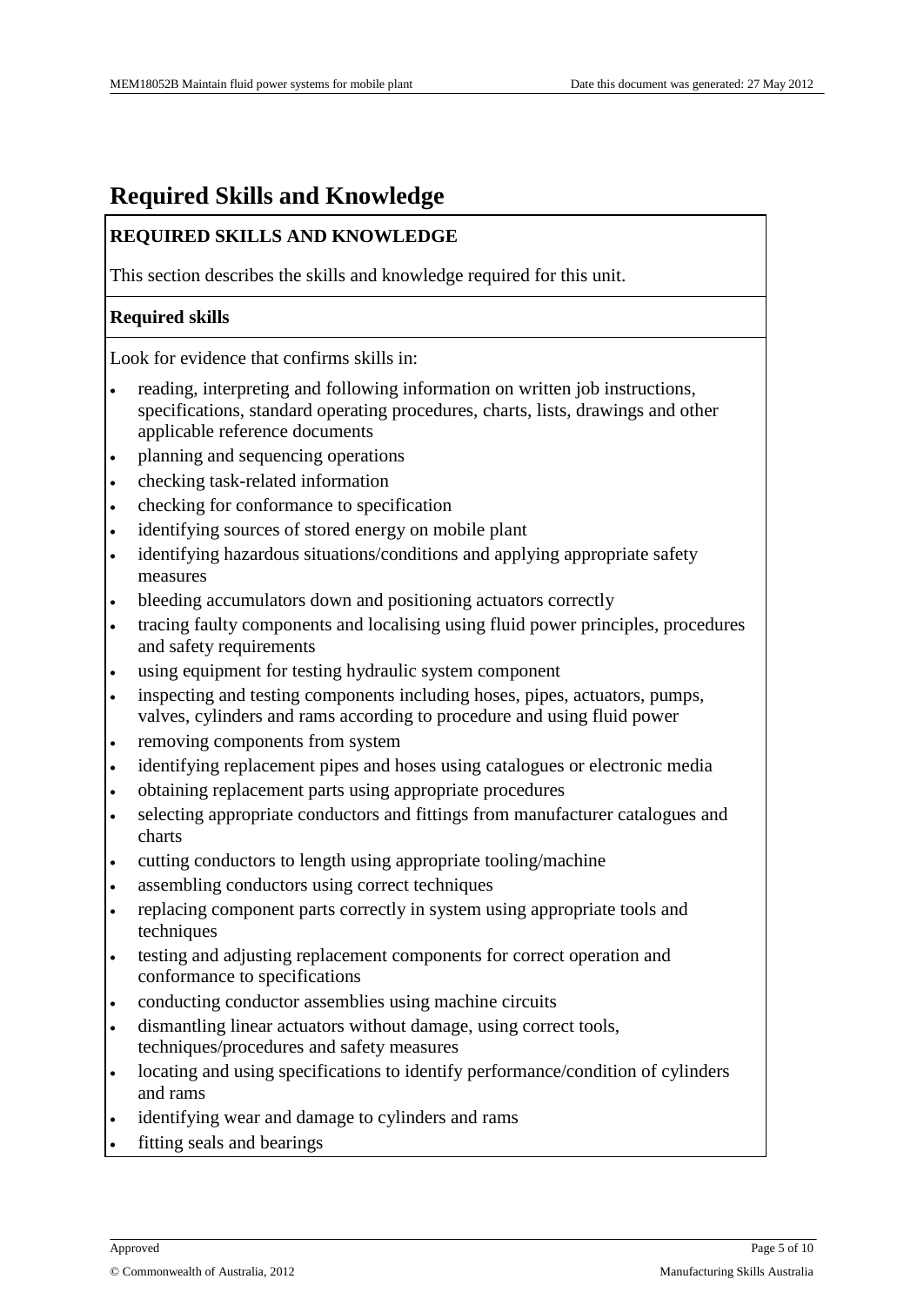# Required Skills and Knowledge

**REQUIRED SKILLS AND KNOWLEDGE**

This section describes the skills and knowledge required for this unit.

**Required skills**

Look for evidence that confirms skills in:

- reading, interpreting and following information on written job instructions, specifications, standard operating procedures, charts, lists, drawings and other applicable reference documents
- planning and sequencing operations
- checking task-related information
- checking for conformance to specification
- identifying sources of stored energy on mobile plant
- identifying hazardous situations/conditions and applying appropriate safety measures
- bleeding accumulators down and positioning actuators correctly
- tracing faulty components and localising using fluid power principles, procedures and safety requirements
- using equipment for testing hydraulic system component
- inspecting and testing components including hoses, pipes, actuators, pumps, valves, cylinders and rams according to procedure and using fluid power
- removing components from system
- identifying replacement pipes and hoses using catalogues or electronic media
- obtaining replacement parts using appropriate procedures
- selecting appropriate conductors and fittings from manufacturer catalogues and charts
- cutting conductors to length using appropriate tooling/machine
- assembling conductors using correct techniques
- replacing component parts correctly in system using appropriate tools and techniques
- testing and adjusting replacement components for correct operation and conformance to specifications
- conducting conductor assemblies using machine circuits
- dismantling linear actuators without damage, using correct tools, techniques/procedures and safety measures
- locating and using specifications to identify performance/condition of cylinders and rams
- identifying wear and damage to cylinders and rams
- fitting seals and bearings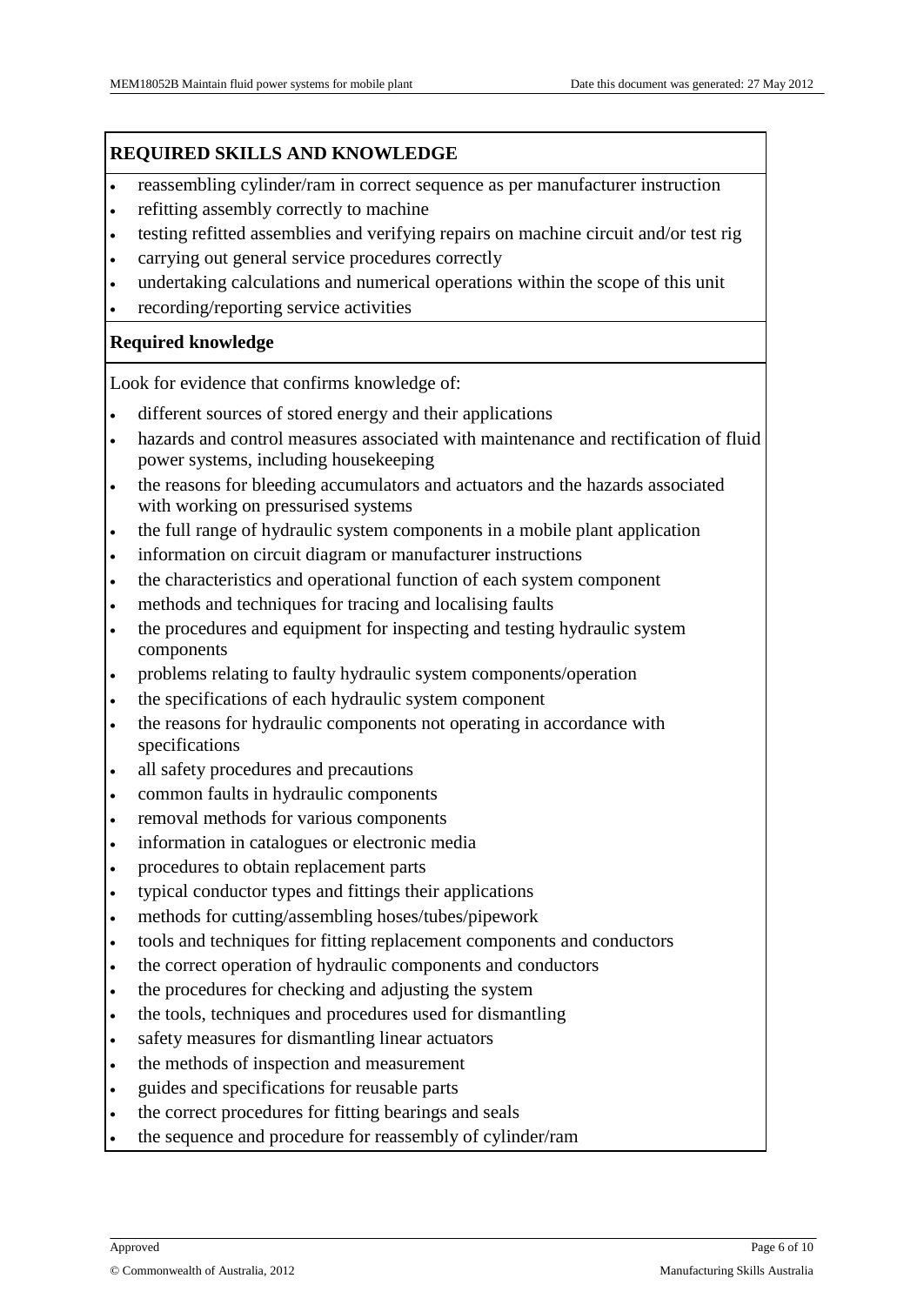## REQUIRED SKILLS AND KNOWLEDGE

- reassembling cylinder/ram in correct sequence as per manufacturer instruction
- refitting assembly correctly to machine
- testing refitted assemblies and verifying repairs on machine circuit and/or test rig
- carrying out general service procedures correctly
- undertaking calculations and numerical operations within the scope of this unit
- recording/reporting service activities

### Required knowledge

Look for evidence that confirms knowledge of:

- different sources of stored energy and their applications
- hazards and control measures associated with maintenance and rectification of fluid power systems, including housekeeping
- the reasons for bleeding accumulators and actuators and the hazards associated with working on pressurised systems
- the full range of hydraulic system components in a mobile plant application
- information on circuit diagram or manufacturer instructions
- the characteristics and operational function of each system component
- methods and techniques for tracing and localising faults
- the procedures and equipment for inspecting and testing hydraulic system components
- problems relating to faulty hydraulic system components/operation
- the specifications of each hydraulic system component
- the reasons for hydraulic components not operating in accordance with specifications
- all safety procedures and precautions
- common faults in hydraulic components
- removal methods for various components
- information in catalogues or electronic media
- procedures to obtain replacement parts
- typical conductor types and fittings their applications
- methods for cutting/assembling hoses/tubes/pipework
- tools and techniques for fitting replacement components and conductors
- the correct operation of hydraulic components and conductors
- the procedures for checking and adjusting the system
- the tools, techniques and procedures used for dismantling
- safety measures for dismantling linear actuators
- the methods of inspection and measurement
- guides and specifications for reusable parts
- the correct procedures for fitting bearings and seals
- the sequence and procedure for reassembly of cylinder/ram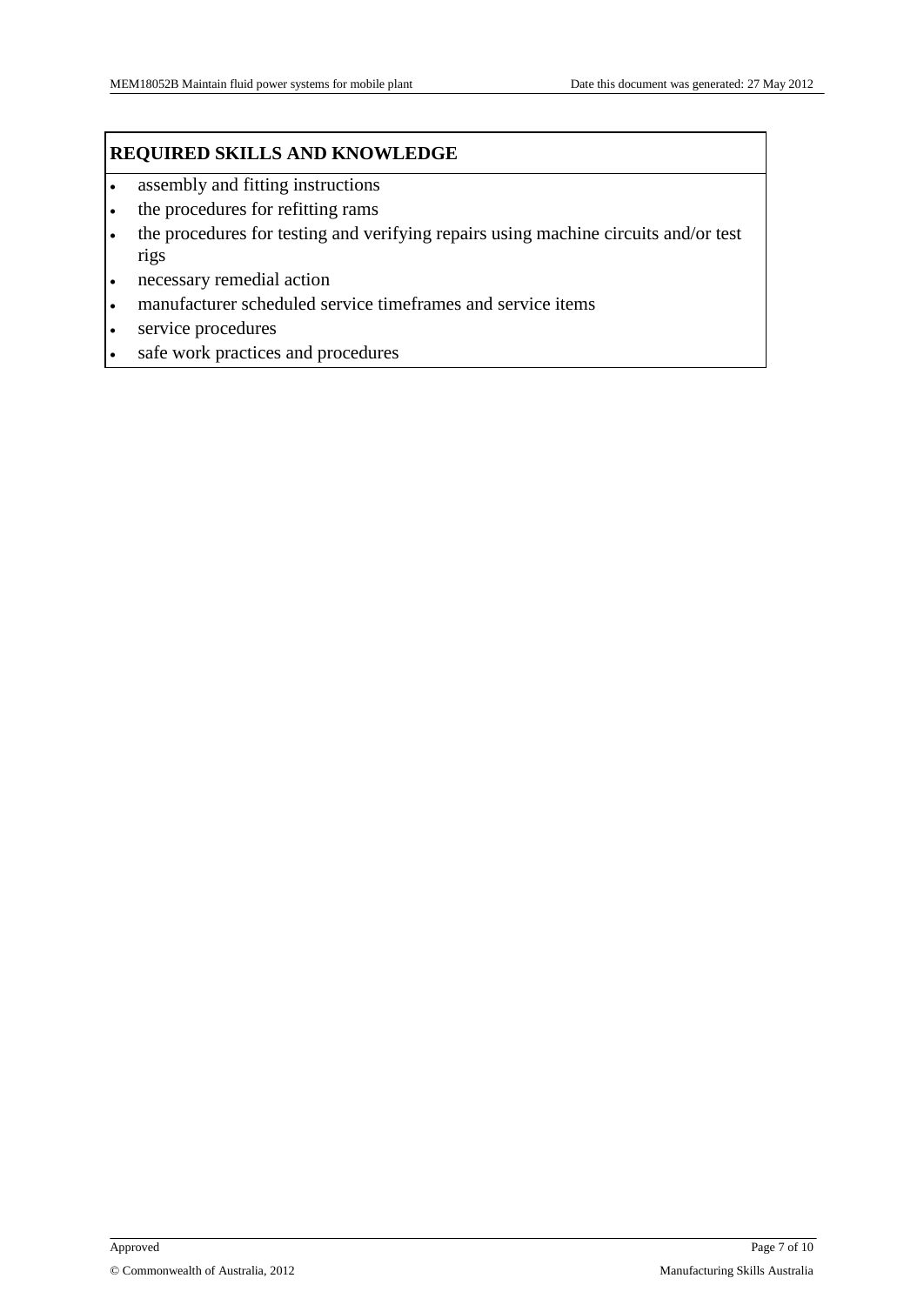## REQUIRED SKILLS AND KNOWLEDGE

- assembly and fitting instructions
- the procedures for refitting rams
- the procedures for testing and verifying repairs using machine circuits and/or test rigs
- necessary remedial action
- manufacturer scheduled service timeframes and service items
- service procedures
- safe work practices and procedures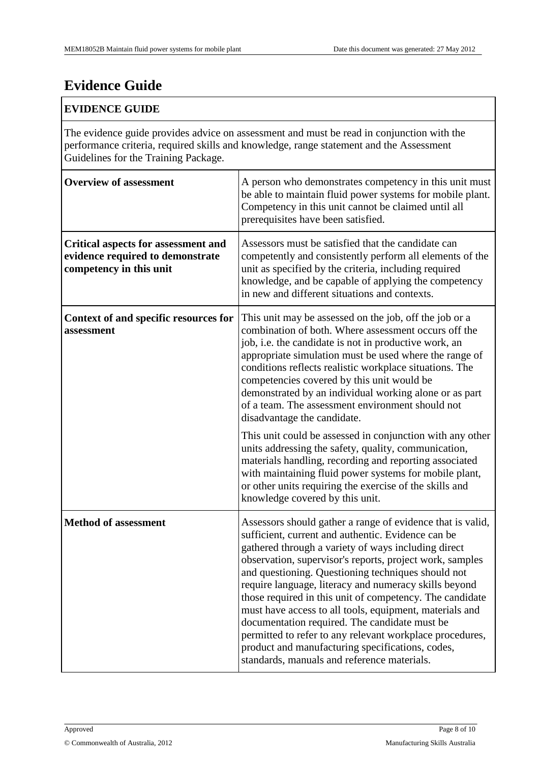# Evidence Guide

| EVIDENCE GUIDE | |
|---|---|
| The evidence guide provides advice on assessment and must be read in conjunction with the performance criteria, required skills and knowledge, range statement and the Assessment Guidelines for the Training Package. | |
| **Overview of assessment** | A person who demonstrates competency in this unit must be able to maintain fluid power systems for mobile plant. Competency in this unit cannot be claimed until all prerequisites have been satisfied. |
| **Critical aspects for assessment and evidence required to demonstrate competency in this unit** | Assessors must be satisfied that the candidate can competently and consistently perform all elements of the unit as specified by the criteria, including required knowledge, and be capable of applying the competency in new and different situations and contexts. |
| **Context of and specific resources for assessment** | This unit may be assessed on the job, off the job or a combination of both. Where assessment occurs off the job, i.e. the candidate is not in productive work, an appropriate simulation must be used where the range of conditions reflects realistic workplace situations. The competencies covered by this unit would be demonstrated by an individual working alone or as part of a team. The assessment environment should not disadvantage the candidate.<br><br>This unit could be assessed in conjunction with any other units addressing the safety, quality, communication, materials handling, recording and reporting associated with maintaining fluid power systems for mobile plant, or other units requiring the exercise of the skills and knowledge covered by this unit. |
| **Method of assessment** | Assessors should gather a range of evidence that is valid, sufficient, current and authentic. Evidence can be gathered through a variety of ways including direct observation, supervisor's reports, project work, samples and questioning. Questioning techniques should not require language, literacy and numeracy skills beyond those required in this unit of competency. The candidate must have access to all tools, equipment, materials and documentation required. The candidate must be permitted to refer to any relevant workplace procedures, product and manufacturing specifications, codes, standards, manuals and reference materials. |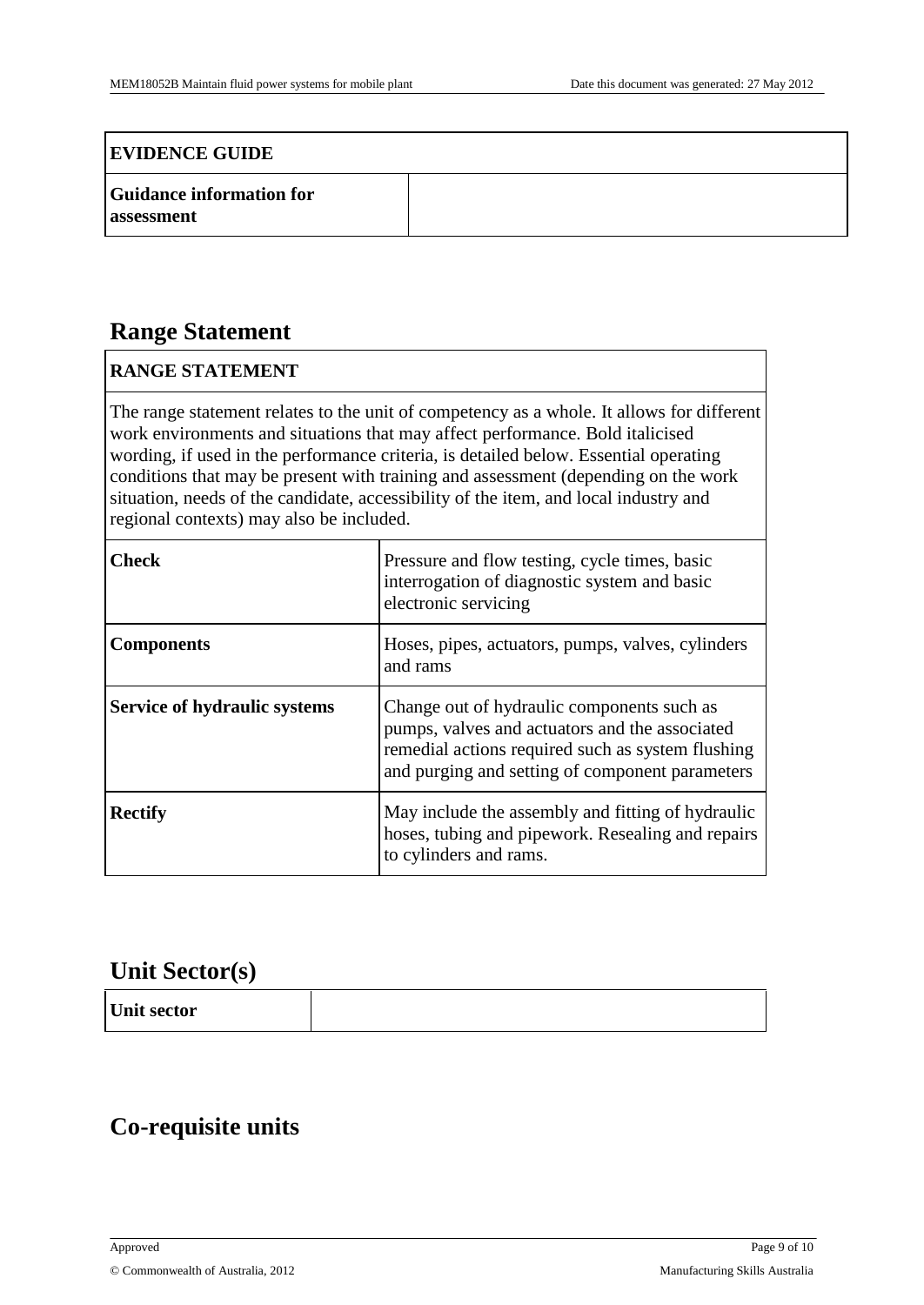| EVIDENCE GUIDE | |
|---|---|
| **Guidance information for assessment** | |

## Range Statement

| RANGE STATEMENT | |
|---|---|
| The range statement relates to the unit of competency as a whole. It allows for different work environments and situations that may affect performance. Bold italicised wording, if used in the performance criteria, is detailed below. Essential operating conditions that may be present with training and assessment (depending on the work situation, needs of the candidate, accessibility of the item, and local industry and regional contexts) may also be included. | |
| **Check** | Pressure and flow testing, cycle times, basic interrogation of diagnostic system and basic electronic servicing |
| **Components** | Hoses, pipes, actuators, pumps, valves, cylinders and rams |
| **Service of hydraulic systems** | Change out of hydraulic components such as pumps, valves and actuators and the associated remedial actions required such as system flushing and purging and setting of component parameters |
| **Rectify** | May include the assembly and fitting of hydraulic hoses, tubing and pipework. Resealing and repairs to cylinders and rams. |

## Unit Sector(s)

| Unit sector | |
|---|---|

## Co-requisite units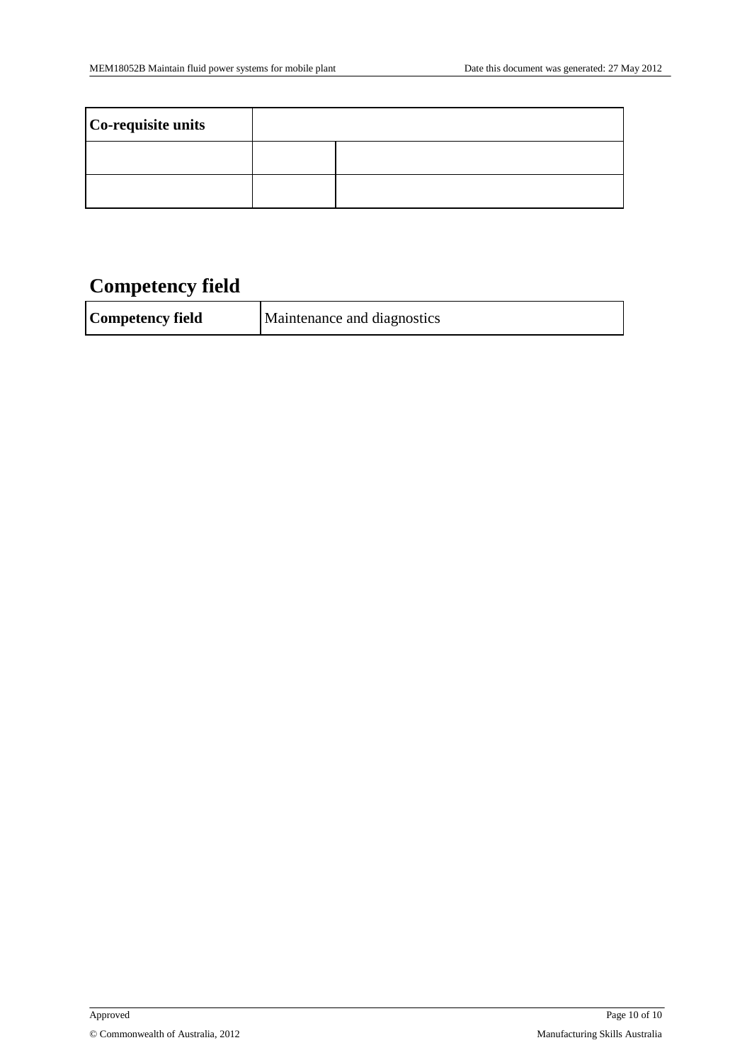| Co-requisite units | | |
|---|---|---|
| | | |
| | | |

## Competency field

| Competency field | Maintenance and diagnostics |
|---|---|